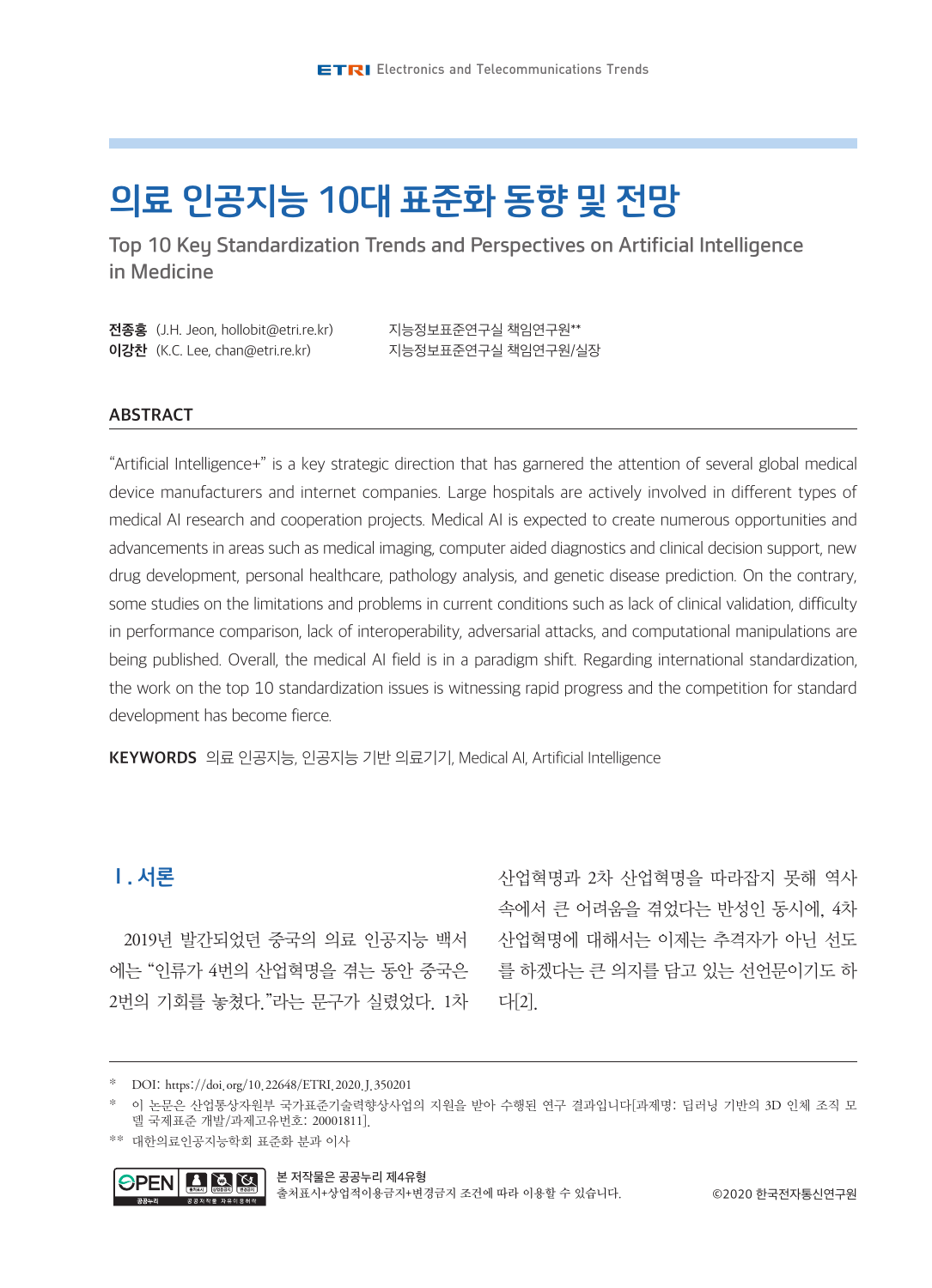# 의료 인공지능 10대 표준화 동향 및 전망

Top 10 Key Standardization Trends and Perspectives on Artificial Intelligence in Medicine

**전종홍** (J.H. Jeon, hollobit@etri.re.kr) 지능정보표준연구실 책임연구원**
**이강찬** (K.C. Lee, chan@etri.re.kr) 지능정보표준연구실 책임연구원/실장

## ABSTRACT

"Artificial Intelligence+" is a key strategic direction that has garnered the attention of several global medical device manufacturers and internet companies. Large hospitals are actively involved in different types of medical AI research and cooperation projects. Medical AI is expected to create numerous opportunities and advancements in areas such as medical imaging, computer aided diagnostics and clinical decision support, new drug development, personal healthcare, pathology analysis, and genetic disease prediction. On the contrary, some studies on the limitations and problems in current conditions such as lack of clinical validation, difficulty in performance comparison, lack of interoperability, adversarial attacks, and computational manipulations are being published. Overall, the medical AI field is in a paradigm shift. Regarding international standardization, the work on the top 10 standardization issues is witnessing rapid progress and the competition for standard development has become fierce.

**KEYWORDS** 의료 인공지능, 인공지능 기반 의료기기, Medical AI, Artificial Intelligence

## Ⅰ. 서론

2019년 발간되었던 중국의 의료 인공지능 백서에는 "인류가 4번의 산업혁명을 겪는 동안 중국은 2번의 기회를 놓쳤다."라는 문구가 실렸었다. 1차 산업혁명과 2차 산업혁명을 따라잡지 못해 역사 속에서 큰 어려움을 겪었다는 반성인 동시에, 4차 산업혁명에 대해서는 이제는 추격자가 아닌 선도를 하겠다는 큰 의지를 담고 있는 선언문이기도 하다[2].

---

\* DOI: https://doi.org/10.22648/ETRI.2020.J.350201

\* 이 논문은 산업통상자원부 국가표준기술력향상사업의 지원을 받아 수행된 연구 결과입니다[과제명: 딥러닝 기반의 3D 인체 조직 모델 국제표준 개발/과제고유번호: 20001811].

\*\* 대한의료인공지능학회 표준화 분과 이사

본 저작물은 공공누리 제4유형
출처표시+상업적이용금지+변경금지 조건에 따라 이용할 수 있습니다.

©2020 한국전자통신연구원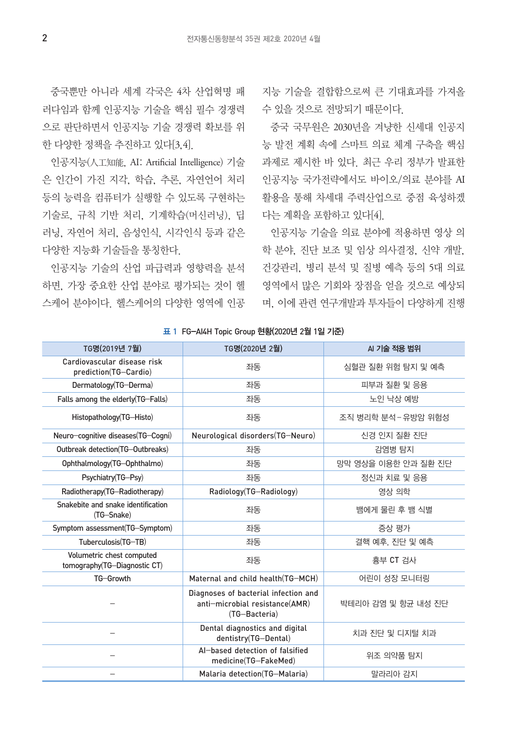중국뿐만 아니라 세계 각국은 4차 산업혁명 패러다임과 함께 인공지능 기술을 핵심 필수 경쟁력으로 판단하면서 인공지능 기술 경쟁력 확보를 위한 다양한 정책을 추진하고 있다[3,4].

인공지능(人工知能, AI: Artificial Intelligence) 기술은 인간이 가진 지각, 학습, 추론, 자연어 처리 등의 능력을 컴퓨터가 실행할 수 있도록 구현하는 기술로, 규칙 기반 처리, 기계학습(머신러닝), 딥러닝, 자연어 처리, 음성인식, 시각인식 등과 같은 다양한 지능화 기술들을 통칭한다.

인공지능 기술의 산업 파급력과 영향력을 분석하면, 가장 중요한 산업 분야로 평가되는 것이 헬스케어 분야이다. 헬스케어의 다양한 영역에 인공지능 기술을 결합함으로써 큰 기대효과를 가져올 수 있을 것으로 전망되기 때문이다.

중국 국무원은 2030년을 겨냥한 신세대 인공지능 발전 계획 속에 스마트 의료 체계 구축을 핵심 과제로 제시한 바 있다. 최근 우리 정부가 발표한 인공지능 국가전략에서도 바이오/의료 분야를 AI 활용을 통해 차세대 주력산업으로 중점 육성하겠다는 계획을 포함하고 있다[4].

인공지능 기술을 의료 분야에 적용하면 영상 의학 분야, 진단 보조 및 임상 의사결정, 신약 개발, 건강관리, 병리 분석 및 질병 예측 등의 5대 의료 영역에서 많은 기회와 장점을 얻을 것으로 예상되며, 이에 관련 연구개발과 투자들이 다양하게 진행

표 1 FG-AI4H Topic Group 현황(2020년 2월 1일 기준)

| TG명(2019년 7월) | TG명(2020년 2월) | AI 기술 적용 범위 |
|---|---|---|
| Cardiovascular disease risk prediction(TG-Cardio) | 좌동 | 심혈관 질환 위험 탐지 및 예측 |
| Dermatology(TG-Derma) | 좌동 | 피부과 질환 및 응용 |
| Falls among the elderly(TG-Falls) | 좌동 | 노인 낙상 예방 |
| Histopathology(TG-Histo) | 좌동 | 조직 병리학 분석-유방암 위험성 |
| Neuro-cognitive diseases(TG-Cogni) | Neurological disorders(TG-Neuro) | 신경 인지 질환 진단 |
| Outbreak detection(TG-Outbreaks) | 좌동 | 감염병 탐지 |
| Ophthalmology(TG-Ophthalmo) | 좌동 | 망막 영상을 이용한 안과 질환 진단 |
| Psychiatry(TG-Psy) | 좌동 | 정신과 치료 및 응용 |
| Radiotherapy(TG-Radiotherapy) | Radiology(TG-Radiology) | 영상 의학 |
| Snakebite and snake identification (TG-Snake) | 좌동 | 뱀에게 물린 후 뱀 식별 |
| Symptom assessment(TG-Symptom) | 좌동 | 증상 평가 |
| Tuberculosis(TG-TB) | 좌동 | 결핵 예후, 진단 및 예측 |
| Volumetric chest computed tomography(TG-Diagnostic CT) | 좌동 | 흉부 CT 검사 |
| TG-Growth | Maternal and child health(TG-MCH) | 어린이 성장 모니터링 |
| - | Diagnoses of bacterial infection and anti-microbial resistance(AMR) (TG-Bacteria) | 박테리아 감염 및 항균 내성 진단 |
| - | Dental diagnostics and digital dentistry(TG-Dental) | 치과 진단 및 디지털 치과 |
| - | AI-based detection of falsified medicine(TG-FakeMed) | 위조 의약품 탐지 |
| - | Malaria detection(TG-Malaria) | 말라리아 감지 |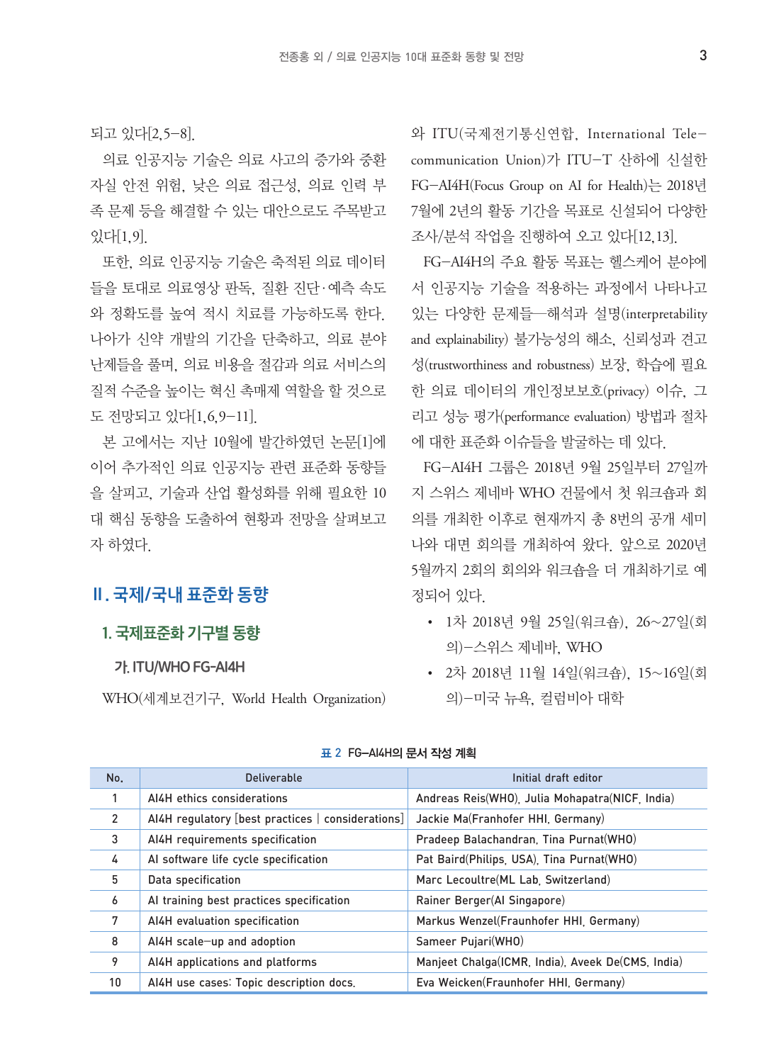되고 있다[2,5–8].

의료 인공지능 기술은 의료 사고의 증가와 중환자실 안전 위험, 낮은 의료 접근성, 의료 인력 부족 문제 등을 해결할 수 있는 대안으로도 주목받고 있다[1,9].

또한, 의료 인공지능 기술은 축적된 의료 데이터들을 토대로 의료영상 판독, 질환 진단·예측 속도와 정확도를 높여 적시 치료를 가능하도록 한다. 나아가 신약 개발의 기간을 단축하고, 의료 분야 난제들을 풀며, 의료 비용을 절감과 의료 서비스의 질적 수준을 높이는 혁신 촉매제 역할을 할 것으로도 전망되고 있다[1,6,9–11].

본 고에서는 지난 10월에 발간하였던 논문[1]에 이어 추가적인 의료 인공지능 관련 표준화 동향들을 살피고, 기술과 산업 활성화를 위해 필요한 10대 핵심 동향을 도출하여 현황과 전망을 살펴보고자 하였다.

## II. 국제/국내 표준화 동향

### 1. 국제표준화 기구별 동향

#### 가. ITU/WHO FG-AI4H

WHO(세계보건기구, World Health Organization)와 ITU(국제전기통신연합, International Tele-communication Union)가 ITU-T 산하에 신설한 FG-AI4H(Focus Group on AI for Health)는 2018년 7월에 2년의 활동 기간을 목표로 신설되어 다양한 조사/분석 작업을 진행하여 오고 있다[12,13].

FG-AI4H의 주요 활동 목표는 헬스케어 분야에서 인공지능 기술을 적용하는 과정에서 나타나고 있는 다양한 문제들—해석과 설명(interpretability and explainability) 불가능성의 해소, 신뢰성과 견고성(trustworthiness and robustness) 보장, 학습에 필요한 의료 데이터의 개인정보보호(privacy) 이슈, 그리고 성능 평가(performance evaluation) 방법과 절차에 대한 표준화 이슈들을 발굴하는 데 있다.

FG-AI4H 그룹은 2018년 9월 25일부터 27일까지 스위스 제네바 WHO 건물에서 첫 워크숍과 회의를 개최한 이후로 현재까지 총 8번의 공개 세미나와 대면 회의를 개최하여 왔다. 앞으로 2020년 5월까지 2회의 회의와 워크숍을 더 개최하기로 예정되어 있다.

- 1차 2018년 9월 25일(워크숍), 26~27일(회의)–스위스 제네바, WHO
- 2차 2018년 11월 14일(워크숍), 15~16일(회의)–미국 뉴욕, 컬럼비아 대학

표 2 FG-AI4H의 문서 작성 계획

| No. | Deliverable | Initial draft editor |
|---|---|---|
| 1 | AI4H ethics considerations | Andreas Reis(WHO), Julia Mohapatra(NICF, India) |
| 2 | AI4H regulatory [best practices \| considerations] | Jackie Ma(Franhofer HHI, Germany) |
| 3 | AI4H requirements specification | Pradeep Balachandran, Tina Purnat(WHO) |
| 4 | AI software life cycle specification | Pat Baird(Philips, USA), Tina Purnat(WHO) |
| 5 | Data specification | Marc Lecoultre(ML Lab, Switzerland) |
| 6 | AI training best practices specification | Rainer Berger(AI Singapore) |
| 7 | AI4H evaluation specification | Markus Wenzel(Fraunhofer HHI, Germany) |
| 8 | AI4H scale-up and adoption | Sameer Pujari(WHO) |
| 9 | AI4H applications and platforms | Manjeet Chalga(ICMR, India), Aveek De(CMS, India) |
| 10 | AI4H use cases: Topic description docs. | Eva Weicken(Fraunhofer HHI, Germany) |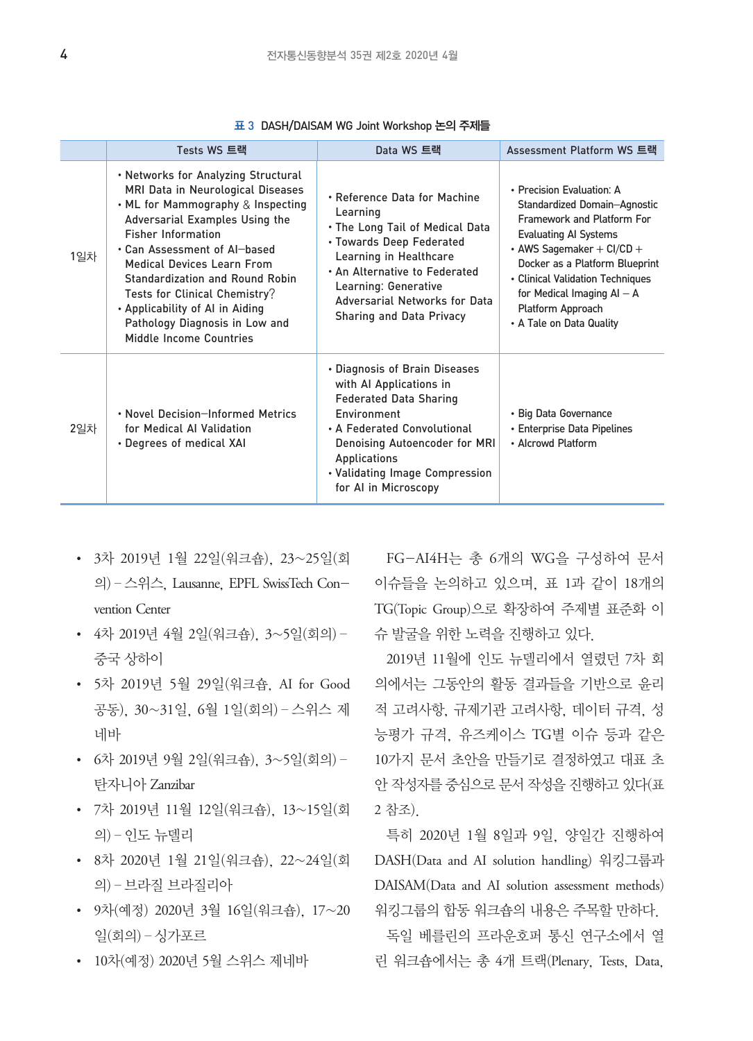표 3 DASH/DAISAM WG Joint Workshop 논의 주제들

| | Tests WS 트랙 | Data WS 트랙 | Assessment Platform WS 트랙 |
|---|---|---|---|
| 1일차 | • Networks for Analyzing Structural MRI Data in Neurological Diseases<br>• ML for Mammography & Inspecting Adversarial Examples Using the Fisher Information<br>• Can Assessment of AI-based Medical Devices Learn From Standardization and Round Robin Tests for Clinical Chemistry?<br>• Applicability of AI in Aiding Pathology Diagnosis in Low and Middle Income Countries | • Reference Data for Machine Learning<br>• The Long Tail of Medical Data<br>• Towards Deep Federated Learning in Healthcare<br>• An Alternative to Federated Learning: Generative Adversarial Networks for Data Sharing and Data Privacy | • Precision Evaluation: A Standardized Domain-Agnostic Framework and Platform For Evaluating AI Systems<br>• AWS Sagemaker + CI/CD + Docker as a Platform Blueprint<br>• Clinical Validation Techniques for Medical Imaging AI – A Platform Approach<br>• A Tale on Data Quality |
| 2일차 | • Novel Decision-Informed Metrics for Medical AI Validation<br>• Degrees of medical XAI | • Diagnosis of Brain Diseases with AI Applications in Federated Data Sharing Environment<br>• A Federated Convolutional Denoising Autoencoder for MRI Applications<br>• Validating Image Compression for AI in Microscopy | • Big Data Governance<br>• Enterprise Data Pipelines<br>• Alcrowd Platform |

- 3차 2019년 1월 22일(워크숍), 23~25일(회의) – 스위스, Lausanne, EPFL SwissTech Convention Center
- 4차 2019년 4월 2일(워크숍), 3~5일(회의) – 중국 상하이
- 5차 2019년 5월 29일(워크숍, AI for Good 공동), 30~31일, 6월 1일(회의) – 스위스 제네바
- 6차 2019년 9월 2일(워크숍), 3~5일(회의) – 탄자니아 Zanzibar
- 7차 2019년 11월 12일(워크숍), 13~15일(회의) – 인도 뉴델리
- 8차 2020년 1월 21일(워크숍), 22~24일(회의) – 브라질 브라질리아
- 9차(예정) 2020년 3월 16일(워크숍), 17~20일(회의) – 싱가포르
- 10차(예정) 2020년 5월 스위스 제네바

FG-AI4H는 총 6개의 WG을 구성하여 문서 이슈들을 논의하고 있으며, 표 1과 같이 18개의 TG(Topic Group)으로 확장하여 주제별 표준화 이슈 발굴을 위한 노력을 진행하고 있다.

2019년 11월에 인도 뉴델리에서 열렸던 7차 회의에서는 그동안의 활동 결과들을 기반으로 윤리적 고려사항, 규제기관 고려사항, 데이터 규격, 성능평가 규격, 유즈케이스 TG별 이슈 등과 같은 10가지 문서 초안을 만들기로 결정하였고 대표 초안 작성자를 중심으로 문서 작성을 진행하고 있다(표 2 참조).

특히 2020년 1월 8일과 9일, 양일간 진행하여 DASH(Data and AI solution handling) 워킹그룹과 DAISAM(Data and AI solution assessment methods) 워킹그룹의 합동 워크숍의 내용은 주목할 만하다.

독일 베를린의 프라운호퍼 통신 연구소에서 열린 워크숍에서는 총 4개 트랙(Plenary, Tests, Data,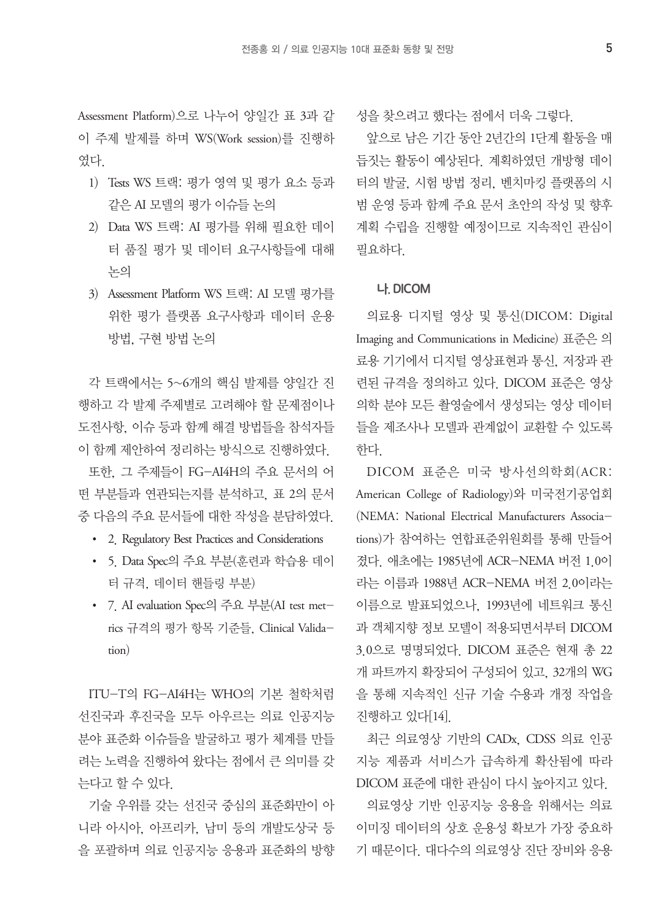Assessment Platform)으로 나누어 양일간 표 3과 같이 주제 발제를 하며 WS(Work session)를 진행하였다.

1) Tests WS 트랙: 평가 영역 및 평가 요소 등과 같은 AI 모델의 평가 이슈들 논의
2) Data WS 트랙: AI 평가를 위해 필요한 데이터 품질 평가 및 데이터 요구사항들에 대해 논의
3) Assessment Platform WS 트랙: AI 모델 평가를 위한 평가 플랫폼 요구사항과 데이터 운용 방법, 구현 방법 논의

각 트랙에서는 5~6개의 핵심 발제를 양일간 진행하고 각 발제 주제별로 고려해야 할 문제점이나 도전사항, 이슈 등과 함께 해결 방법들을 참석자들이 함께 제안하여 정리하는 방식으로 진행하였다.

또한, 그 주제들이 FG-AI4H의 주요 문서의 어떤 부분들과 연관되는지를 분석하고, 표 2의 문서 중 다음의 주요 문서들에 대한 작성을 분담하였다.

- 2. Regulatory Best Practices and Considerations
- 5. Data Spec의 주요 부분(훈련과 학습용 데이터 규격, 데이터 핸들링 부분)
- 7. AI evaluation Spec의 주요 부분(AI test metrics 규격의 평가 항목 기준들, Clinical Validation)

ITU-T의 FG-AI4H는 WHO의 기본 철학처럼 선진국과 후진국을 모두 아우르는 의료 인공지능 분야 표준화 이슈들을 발굴하고 평가 체계를 만들려는 노력을 진행하여 왔다는 점에서 큰 의미를 갖는다고 할 수 있다.

기술 우위를 갖는 선진국 중심의 표준화만이 아니라 아시아, 아프리카, 남미 등의 개발도상국 등을 포괄하며 의료 인공지능 응용과 표준화의 방향성을 찾으려고 했다는 점에서 더욱 그렇다.

앞으로 남은 기간 동안 2년간의 1단계 활동을 매듭짓는 활동이 예상된다. 계획하였던 개방형 데이터의 발굴, 시험 방법 정리, 벤치마킹 플랫폼의 시범 운영 등과 함께 주요 문서 초안의 작성 및 향후 계획 수립을 진행할 예정이므로 지속적인 관심이 필요하다.

### 나. DICOM

의료용 디지털 영상 및 통신(DICOM: Digital Imaging and Communications in Medicine) 표준은 의료용 기기에서 디지털 영상표현과 통신, 저장과 관련된 규격을 정의하고 있다. DICOM 표준은 영상의학 분야 모든 촬영술에서 생성되는 영상 데이터들을 제조사나 모델과 관계없이 교환할 수 있도록 한다.

DICOM 표준은 미국 방사선의학회(ACR: American College of Radiology)와 미국전기공업회(NEMA: National Electrical Manufacturers Associations)가 참여하는 연합표준위원회를 통해 만들어졌다. 애초에는 1985년에 ACR-NEMA 버전 1.0이라는 이름과 1988년 ACR-NEMA 버전 2.0이라는 이름으로 발표되었으나, 1993년에 네트워크 통신과 객체지향 정보 모델이 적용되면서부터 DICOM 3.0으로 명명되었다. DICOM 표준은 현재 총 22개 파트까지 확장되어 구성되어 있고, 32개의 WG을 통해 지속적인 신규 기술 수용과 개정 작업을 진행하고 있다[14].

최근 의료영상 기반의 CADx, CDSS 의료 인공지능 제품과 서비스가 급속하게 확산됨에 따라 DICOM 표준에 대한 관심이 다시 높아지고 있다.

의료영상 기반 인공지능 응용을 위해서는 의료 이미징 데이터의 상호 운용성 확보가 가장 중요하기 때문이다. 대다수의 의료영상 진단 장비와 응용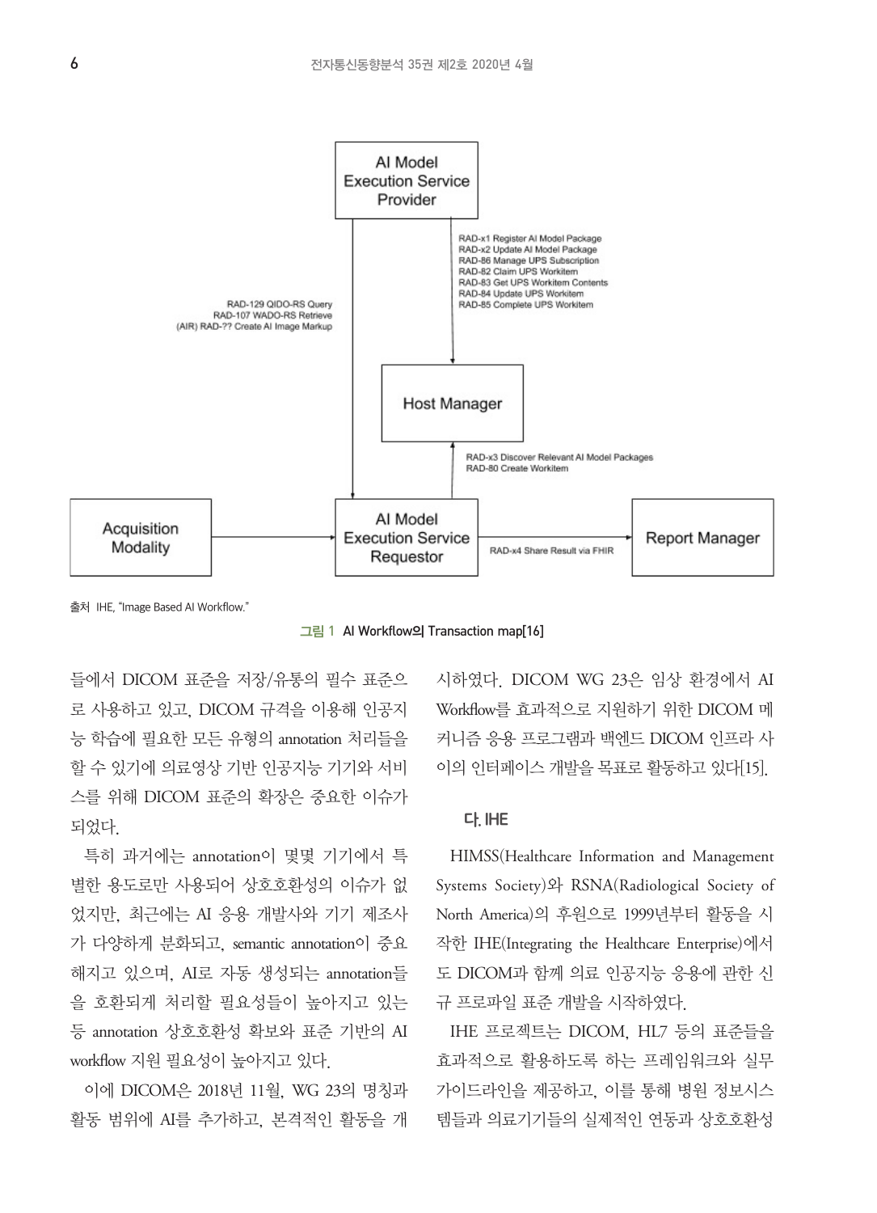출처 IHE, "Image Based AI Workflow."

**그림 1 AI Workflow의 Transaction map[16]**

들에서 DICOM 표준을 저장/유통의 필수 표준으로 사용하고 있고, DICOM 규격을 이용해 인공지능 학습에 필요한 모든 유형의 annotation 처리들을 할 수 있기에 의료영상 기반 인공지능 기기와 서비스를 위해 DICOM 표준의 확장은 중요한 이슈가 되었다.

특히 과거에는 annotation이 몇몇 기기에서 특별한 용도로만 사용되어 상호호환성의 이슈가 없었지만, 최근에는 AI 응용 개발사와 기기 제조사가 다양하게 분화되고, semantic annotation이 중요해지고 있으며, AI로 자동 생성되는 annotation들을 호환되게 처리할 필요성들이 높아지고 있는 등 annotation 상호호환성 확보와 표준 기반의 AI workflow 지원 필요성이 높아지고 있다.

이에 DICOM은 2018년 11월, WG 23의 명칭과 활동 범위에 AI를 추가하고, 본격적인 활동을 개시하였다. DICOM WG 23은 임상 환경에서 AI Workflow를 효과적으로 지원하기 위한 DICOM 메커니즘 응용 프로그램과 백엔드 DICOM 인프라 사이의 인터페이스 개발을 목표로 활동하고 있다[15].

### 다. IHE

HIMSS(Healthcare Information and Management Systems Society)와 RSNA(Radiological Society of North America)의 후원으로 1999년부터 활동을 시작한 IHE(Integrating the Healthcare Enterprise)에서도 DICOM과 함께 의료 인공지능 응용에 관한 신규 프로파일 표준 개발을 시작하였다.

IHE 프로젝트는 DICOM, HL7 등의 표준들을 효과적으로 활용하도록 하는 프레임워크와 실무 가이드라인을 제공하고, 이를 통해 병원 정보시스템들과 의료기기들의 실제적인 연동과 상호호환성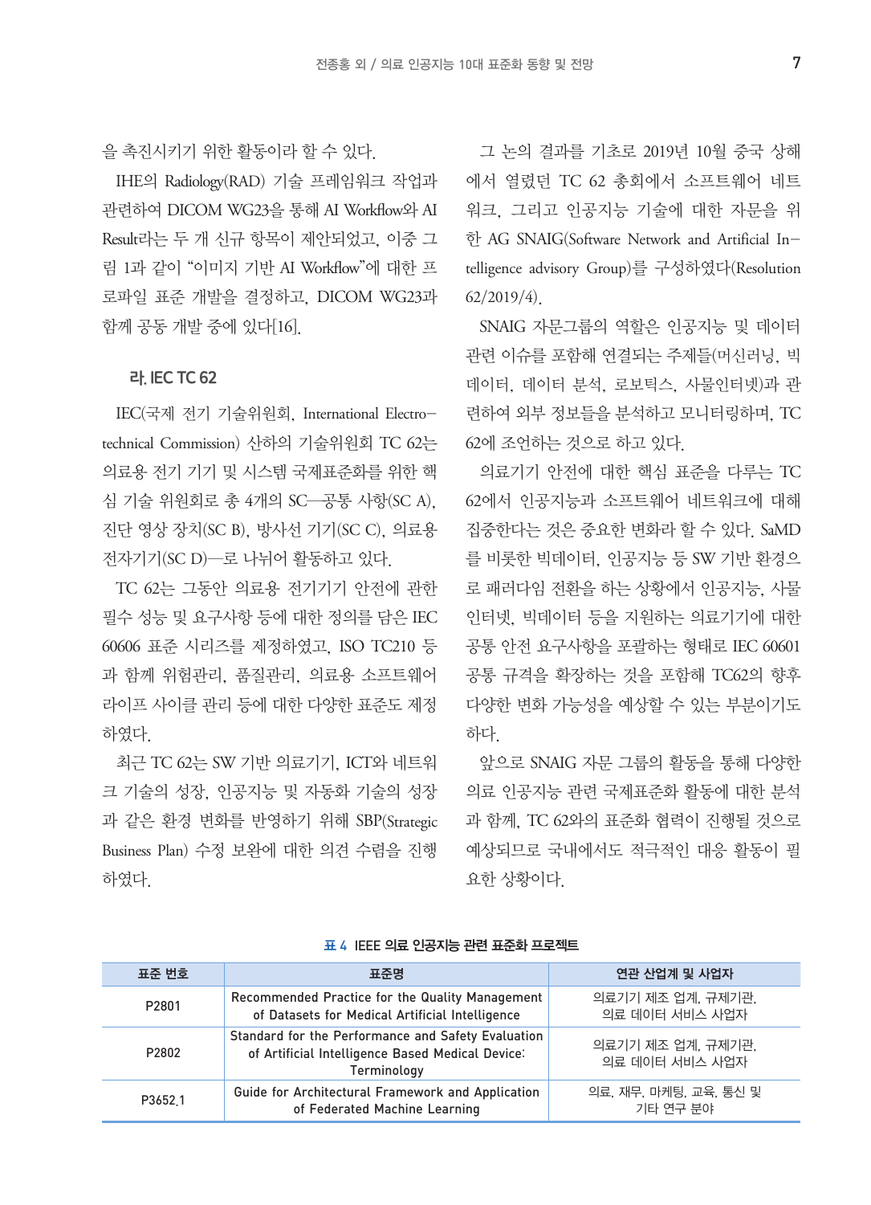을 촉진시키기 위한 활동이라 할 수 있다.

IHE의 Radiology(RAD) 기술 프레임워크 작업과 관련하여 DICOM WG23을 통해 AI Workflow와 AI Result라는 두 개 신규 항목이 제안되었고, 이중 그림 1과 같이 "이미지 기반 AI Workflow"에 대한 프로파일 표준 개발을 결정하고, DICOM WG23과 함께 공동 개발 중에 있다[16].

### 라. IEC TC 62

IEC(국제 전기 기술위원회, International Electro-technical Commission) 산하의 기술위원회 TC 62는 의료용 전기 기기 및 시스템 국제표준화를 위한 핵심 기술 위원회로 총 4개의 SC—공통 사항(SC A), 진단 영상 장치(SC B), 방사선 기기(SC C), 의료용 전자기기(SC D)—로 나뉘어 활동하고 있다.

TC 62는 그동안 의료용 전기기기 안전에 관한 필수 성능 및 요구사항 등에 대한 정의를 담은 IEC 60606 표준 시리즈를 제정하였고, ISO TC210 등과 함께 위험관리, 품질관리, 의료용 소프트웨어 라이프 사이클 관리 등에 대한 다양한 표준도 제정하였다.

최근 TC 62는 SW 기반 의료기기, ICT와 네트워크 기술의 성장, 인공지능 및 자동화 기술의 성장과 같은 환경 변화를 반영하기 위해 SBP(Strategic Business Plan) 수정 보완에 대한 의견 수렴을 진행하였다.

그 논의 결과를 기초로 2019년 10월 중국 상해에서 열렸던 TC 62 총회에서 소프트웨어 네트워크, 그리고 인공지능 기술에 대한 자문을 위한 AG SNAIG(Software Network and Artificial Intelligence advisory Group)를 구성하였다(Resolution 62/2019/4).

SNAIG 자문그룹의 역할은 인공지능 및 데이터 관련 이슈를 포함해 연결되는 주제들(머신러닝, 빅데이터, 데이터 분석, 로보틱스, 사물인터넷)과 관련하여 외부 정보들을 분석하고 모니터링하며, TC 62에 조언하는 것으로 하고 있다.

의료기기 안전에 대한 핵심 표준을 다루는 TC 62에서 인공지능과 소프트웨어 네트워크에 대해 집중한다는 것은 중요한 변화라 할 수 있다. SaMD를 비롯한 빅데이터, 인공지능 등 SW 기반 환경으로 패러다임 전환을 하는 상황에서 인공지능, 사물인터넷, 빅데이터 등을 지원하는 의료기기에 대한 공통 안전 요구사항을 포괄하는 형태로 IEC 60601 공통 규격을 확장하는 것을 포함해 TC62의 향후 다양한 변화 가능성을 예상할 수 있는 부분이기도 하다.

앞으로 SNAIG 자문 그룹의 활동을 통해 다양한 의료 인공지능 관련 국제표준화 활동에 대한 분석과 함께, TC 62와의 표준화 협력이 진행될 것으로 예상되므로 국내에서도 적극적인 대응 활동이 필요한 상황이다.

**표 4** IEEE 의료 인공지능 관련 표준화 프로젝트

| 표준 번호 | 표준명 | 연관 산업계 및 사업자 |
|---|---|---|
| P2801 | Recommended Practice for the Quality Management of Datasets for Medical Artificial Intelligence | 의료기기 제조 업계, 규제기관, 의료 데이터 서비스 사업자 |
| P2802 | Standard for the Performance and Safety Evaluation of Artificial Intelligence Based Medical Device: Terminology | 의료기기 제조 업계, 규제기관, 의료 데이터 서비스 사업자 |
| P3652.1 | Guide for Architectural Framework and Application of Federated Machine Learning | 의료, 재무, 마케팅, 교육, 통신 및 기타 연구 분야 |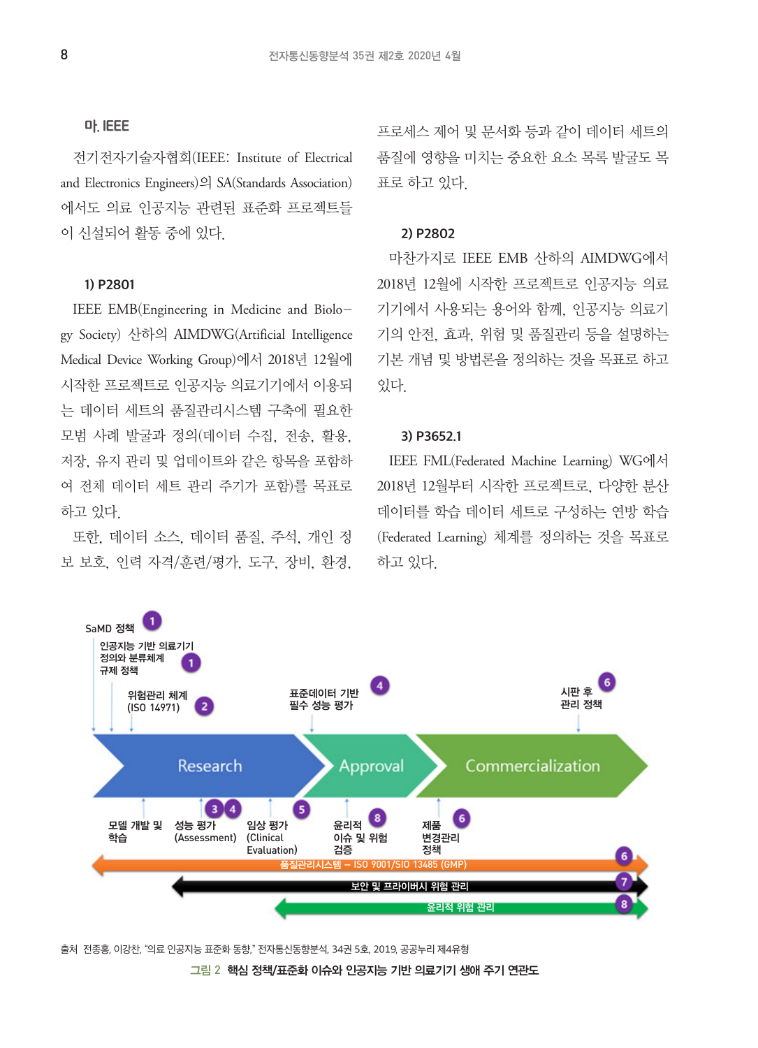### 마. IEEE

전기전자기술자협회(IEEE: Institute of Electrical and Electronics Engineers)의 SA(Standards Association)에서도 의료 인공지능 관련된 표준화 프로젝트들이 신설되어 활동 중에 있다.

#### 1) P2801

IEEE EMB(Engineering in Medicine and Biology Society) 산하의 AIMDWG(Artificial Intelligence Medical Device Working Group)에서 2018년 12월에 시작한 프로젝트로 인공지능 의료기기에서 이용되는 데이터 세트의 품질관리시스템 구축에 필요한 모범 사례 발굴과 정의(데이터 수집, 전송, 활용, 저장, 유지 관리 및 업데이트와 같은 항목을 포함하여 전체 데이터 세트 관리 주기가 포함)를 목표로 하고 있다.

또한, 데이터 소스, 데이터 품질, 주석, 개인 정보 보호, 인력 자격/훈련/평가, 도구, 장비, 환경, 프로세스 제어 및 문서화 등과 같이 데이터 세트의 품질에 영향을 미치는 중요한 요소 목록 발굴도 목표로 하고 있다.

#### 2) P2802

마찬가지로 IEEE EMB 산하의 AIMDWG에서 2018년 12월에 시작한 프로젝트로 인공지능 의료기기에서 사용되는 용어와 함께, 인공지능 의료기기의 안전, 효과, 위험 및 품질관리 등을 설명하는 기본 개념 및 방법론을 정의하는 것을 목표로 하고 있다.

#### 3) P3652.1

IEEE FML(Federated Machine Learning) WG에서 2018년 12월부터 시작한 프로젝트로, 다양한 분산 데이터를 학습 데이터 세트로 구성하는 연방 학습(Federated Learning) 체계를 정의하는 것을 목표로 하고 있다.

출처 전종홍, 이강찬, "의료 인공지능 표준화 동향," 전자통신동향분석, 34권 5호, 2019, 공공누리 제4유형

그림 2 핵심 정책/표준화 이슈와 인공지능 기반 의료기기 생애 주기 연관도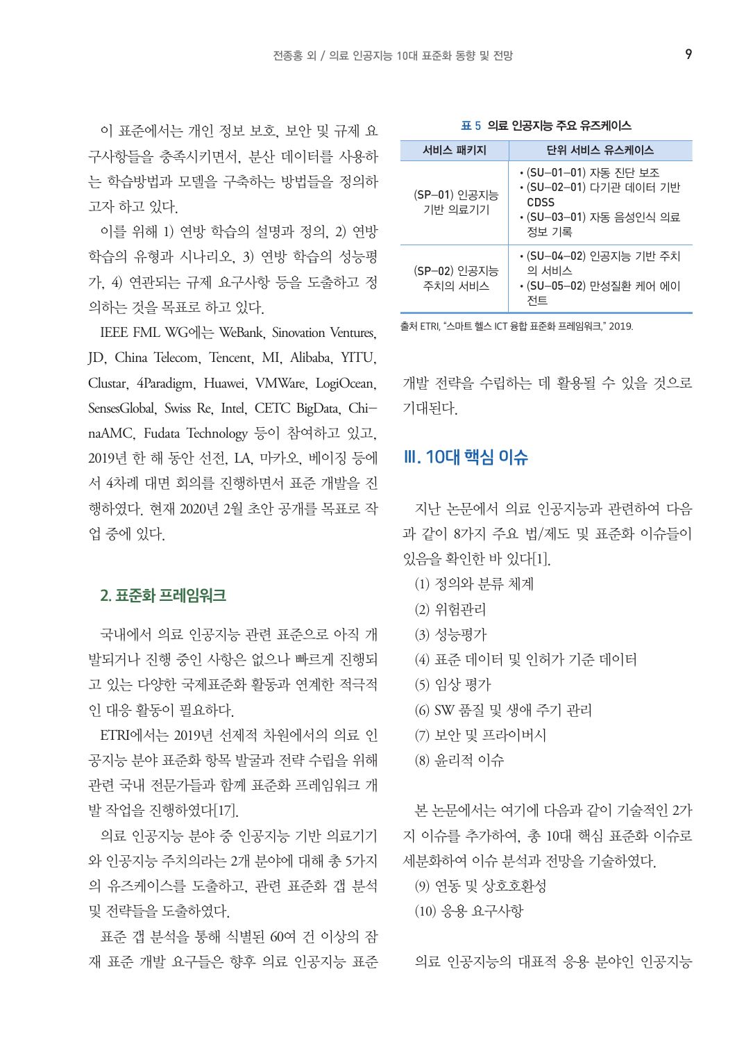이 표준에서는 개인 정보 보호, 보안 및 규제 요구사항들을 충족시키면서, 분산 데이터를 사용하는 학습방법과 모델을 구축하는 방법들을 정의하고자 하고 있다.

이를 위해 1) 연방 학습의 설명과 정의, 2) 연방 학습의 유형과 시나리오, 3) 연방 학습의 성능평가, 4) 연관되는 규제 요구사항 등을 도출하고 정의하는 것을 목표로 하고 있다.

IEEE FML WG에는 WeBank, Sinovation Ventures, JD, China Telecom, Tencent, MI, Alibaba, YITU, Clustar, 4Paradigm, Huawei, VMWare, LogiOcean, SensesGlobal, Swiss Re, Intel, CETC BigData, ChinaAMC, Fudata Technology 등이 참여하고 있고, 2019년 한 해 동안 선전, LA, 마카오, 베이징 등에서 4차례 대면 회의를 진행하면서 표준 개발을 진행하였다. 현재 2020년 2월 초안 공개를 목표로 작업 중에 있다.

### 2. 표준화 프레임워크

국내에서 의료 인공지능 관련 표준으로 아직 개발되거나 진행 중인 사항은 없으나 빠르게 진행되고 있는 다양한 국제표준화 활동과 연계한 적극적인 대응 활동이 필요하다.

ETRI에서는 2019년 선제적 차원에서의 의료 인공지능 분야 표준화 항목 발굴과 전략 수립을 위해 관련 국내 전문가들과 함께 표준화 프레임워크 개발 작업을 진행하였다[17].

의료 인공지능 분야 중 인공지능 기반 의료기기와 인공지능 주치의라는 2개 분야에 대해 총 5가지의 유즈케이스를 도출하고, 관련 표준화 갭 분석 및 전략들을 도출하였다.

표준 갭 분석을 통해 식별된 60여 건 이상의 잠재 표준 개발 요구들은 향후 의료 인공지능 표준개발 전략을 수립하는 데 활용될 수 있을 것으로 기대된다.

**표 5 의료 인공지능 주요 유즈케이스**

| 서비스 패키지 | 단위 서비스 유스케이스 |
|---|---|
| (SP-01) 인공지능 기반 의료기기 | • (SU-01-01) 자동 진단 보조<br>• (SU-02-01) 다기관 데이터 기반 CDSS<br>• (SU-03-01) 자동 음성인식 의료 정보 기록 |
| (SP-02) 인공지능 주치의 서비스 | • (SU-04-02) 인공지능 기반 주치의 서비스<br>• (SU-05-02) 만성질환 케어 에이전트 |

출처 ETRI, "스마트 헬스 ICT 융합 표준화 프레임워크," 2019.

## III. 10대 핵심 이슈

지난 논문에서 의료 인공지능과 관련하여 다음과 같이 8가지 주요 법/제도 및 표준화 이슈들이 있음을 확인한 바 있다[1].

(1) 정의와 분류 체계
(2) 위험관리
(3) 성능평가
(4) 표준 데이터 및 인허가 기준 데이터
(5) 임상 평가
(6) SW 품질 및 생애 주기 관리
(7) 보안 및 프라이버시
(8) 윤리적 이슈

본 논문에서는 여기에 다음과 같이 기술적인 2가지 이슈를 추가하여, 총 10대 핵심 표준화 이슈로 세분화하여 이슈 분석과 전망을 기술하였다.

(9) 연동 및 상호호환성
(10) 응용 요구사항

의료 인공지능의 대표적 응용 분야인 인공지능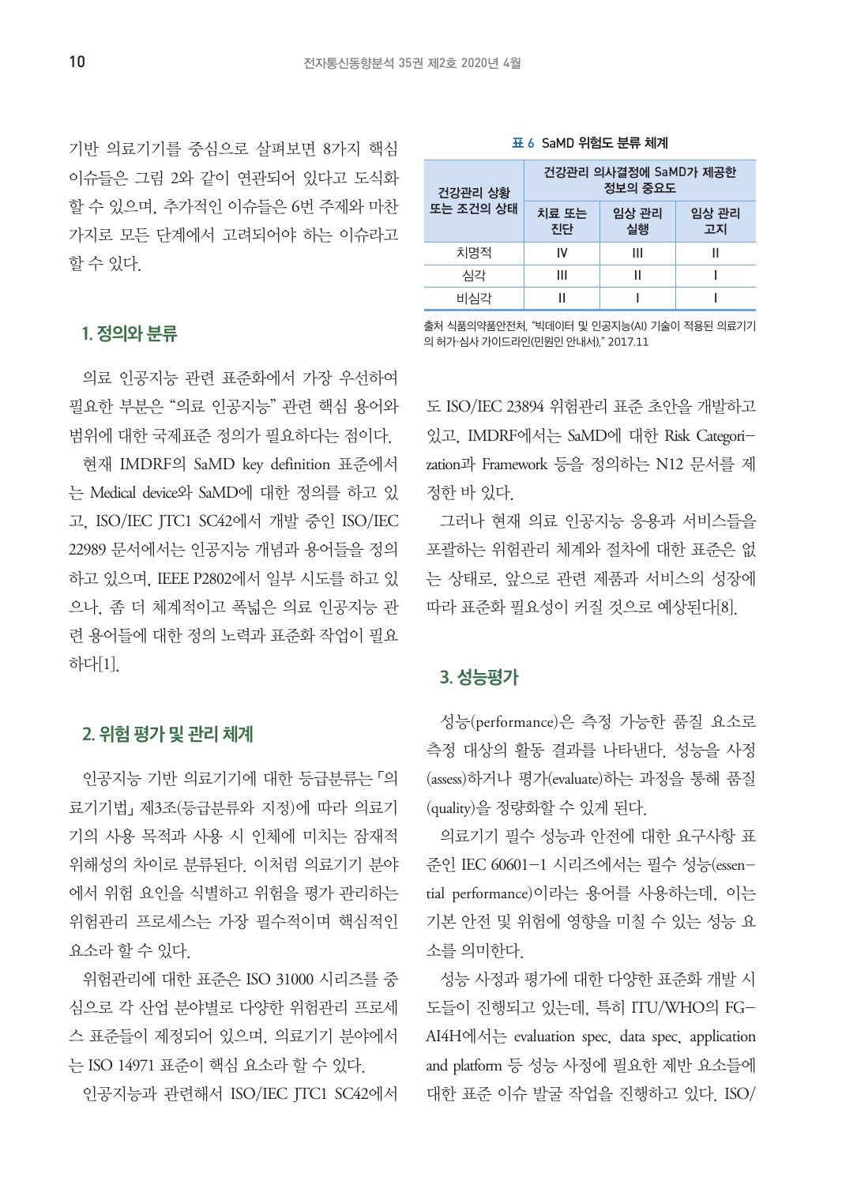기반 의료기기를 중심으로 살펴보면 8가지 핵심 이슈들은 그림 2와 같이 연관되어 있다고 도식화할 수 있으며, 추가적인 이슈들은 6번 주제와 마찬가지로 모든 단계에서 고려되어야 하는 이슈라고 할 수 있다.

## 1. 정의와 분류

의료 인공지능 관련 표준화에서 가장 우선하여 필요한 부분은 "의료 인공지능" 관련 핵심 용어와 범위에 대한 국제표준 정의가 필요하다는 점이다.

현재 IMDRF의 SaMD key definition 표준에서는 Medical device와 SaMD에 대한 정의를 하고 있고, ISO/IEC JTC1 SC42에서 개발 중인 ISO/IEC 22989 문서에서는 인공지능 개념과 용어들을 정의하고 있으며, IEEE P2802에서 일부 시도를 하고 있으나, 좀 더 체계적이고 폭넓은 의료 인공지능 관련 용어들에 대한 정의 노력과 표준화 작업이 필요하다[1].

## 2. 위험 평가 및 관리 체계

인공지능 기반 의료기기에 대한 등급분류는 「의료기기법」 제3조(등급분류와 지정)에 따라 의료기기의 사용 목적과 사용 시 인체에 미치는 잠재적 위해성의 차이로 분류된다. 이처럼 의료기기 분야에서 위험 요인을 식별하고 위험을 평가 관리하는 위험관리 프로세스는 가장 필수적이며 핵심적인 요소라 할 수 있다.

위험관리에 대한 표준은 ISO 31000 시리즈를 중심으로 각 산업 분야별로 다양한 위험관리 프로세스 표준들이 제정되어 있으며, 의료기기 분야에서는 ISO 14971 표준이 핵심 요소라 할 수 있다.

인공지능과 관련해서 ISO/IEC JTC1 SC42에서도 ISO/IEC 23894 위험관리 표준 초안을 개발하고 있고, IMDRF에서는 SaMD에 대한 Risk Categori-zation과 Framework 등을 정의하는 N12 문서를 제정한 바 있다.

**표 6** SaMD 위험도 분류 체계

| 건강관리 상황 또는 조건의 상태 | 건강관리 의사결정에 SaMD가 제공한 정보의 중요도 | | |
|---|---|---|---|
| | 치료 또는 진단 | 임상 관리 실행 | 임상 관리 고지 |
| 치명적 | IV | III | II |
| 심각 | III | II | I |
| 비심각 | II | I | I |

출처 식품의약품안전처, "빅데이터 및 인공지능(AI) 기술이 적용된 의료기기의 허가·심사 가이드라인(민원인 안내서)," 2017.11

그러나 현재 의료 인공지능 응용과 서비스들을 포괄하는 위험관리 체계와 절차에 대한 표준은 없는 상태로, 앞으로 관련 제품과 서비스의 성장에 따라 표준화 필요성이 커질 것으로 예상된다[8].

## 3. 성능평가

성능(performance)은 측정 가능한 품질 요소로 측정 대상의 활동 결과를 나타낸다. 성능을 사정(assess)하거나 평가(evaluate)하는 과정을 통해 품질(quality)을 정량화할 수 있게 된다.

의료기기 필수 성능과 안전에 대한 요구사항 표준인 IEC 60601-1 시리즈에서는 필수 성능(essen-tial performance)이라는 용어를 사용하는데, 이는 기본 안전 및 위험에 영향을 미칠 수 있는 성능 요소를 의미한다.

성능 사정과 평가에 대한 다양한 표준화 개발 시도들이 진행되고 있는데, 특히 ITU/WHO의 FG-AI4H에서는 evaluation spec, data spec, application and platform 등 성능 사정에 필요한 제반 요소들에 대한 표준 이슈 발굴 작업을 진행하고 있다. ISO/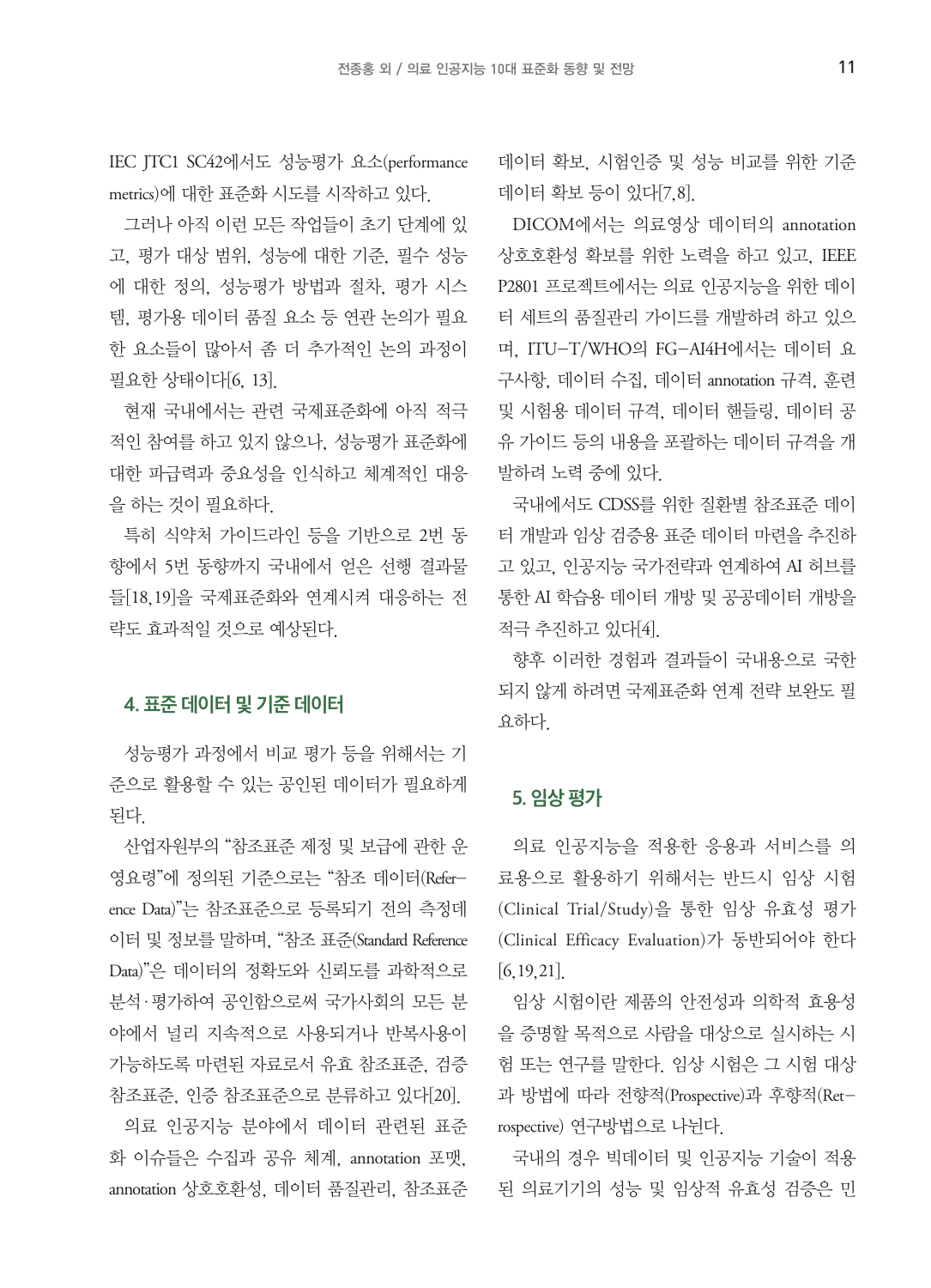IEC JTC1 SC42에서도 성능평가 요소(performance metrics)에 대한 표준화 시도를 시작하고 있다.

그러나 아직 이런 모든 작업들이 초기 단계에 있고, 평가 대상 범위, 성능에 대한 기준, 필수 성능에 대한 정의, 성능평가 방법과 절차, 평가 시스템, 평가용 데이터 품질 요소 등 연관 논의가 필요한 요소들이 많아서 좀 더 추가적인 논의 과정이 필요한 상태이다[6, 13].

현재 국내에서는 관련 국제표준화에 아직 적극적인 참여를 하고 있지 않으나, 성능평가 표준화에 대한 파급력과 중요성을 인식하고 체계적인 대응을 하는 것이 필요하다.

특히 식약처 가이드라인 등을 기반으로 2번 동향에서 5번 동향까지 국내에서 얻은 선행 결과물들[18,19]을 국제표준화와 연계시켜 대응하는 전략도 효과적일 것으로 예상된다.

## 4. 표준 데이터 및 기준 데이터

성능평가 과정에서 비교 평가 등을 위해서는 기준으로 활용할 수 있는 공인된 데이터가 필요하게 된다.

산업자원부의 "참조표준 제정 및 보급에 관한 운영요령"에 정의된 기준으로는 "참조 데이터(Reference Data)"는 참조표준으로 등록되기 전의 측정데이터 및 정보를 말하며, "참조 표준(Standard Reference Data)"은 데이터의 정확도와 신뢰도를 과학적으로 분석·평가하여 공인함으로써 국가사회의 모든 분야에서 널리 지속적으로 사용되거나 반복사용이 가능하도록 마련된 자료로서 유효 참조표준, 검증 참조표준, 인증 참조표준으로 분류하고 있다[20].

의료 인공지능 분야에서 데이터 관련된 표준화 이슈들은 수집과 공유 체계, annotation 포맷, annotation 상호호환성, 데이터 품질관리, 참조표준 데이터 확보, 시험인증 및 성능 비교를 위한 기준 데이터 확보 등이 있다[7,8].

DICOM에서는 의료영상 데이터의 annotation 상호호환성 확보를 위한 노력을 하고 있고, IEEE P2801 프로젝트에서는 의료 인공지능을 위한 데이터 세트의 품질관리 가이드를 개발하려 하고 있으며, ITU-T/WHO의 FG-AI4H에서는 데이터 요구사항, 데이터 수집, 데이터 annotation 규격, 훈련 및 시험용 데이터 규격, 데이터 핸들링, 데이터 공유 가이드 등의 내용을 포괄하는 데이터 규격을 개발하려 노력 중에 있다.

국내에서도 CDSS를 위한 질환별 참조표준 데이터 개발과 임상 검증용 표준 데이터 마련을 추진하고 있고, 인공지능 국가전략과 연계하여 AI 허브를 통한 AI 학습용 데이터 개방 및 공공데이터 개방을 적극 추진하고 있다[4].

향후 이러한 경험과 결과들이 국내용으로 국한되지 않게 하려면 국제표준화 연계 전략 보완도 필요하다.

## 5. 임상 평가

의료 인공지능을 적용한 응용과 서비스를 의료용으로 활용하기 위해서는 반드시 임상 시험(Clinical Trial/Study)을 통한 임상 유효성 평가(Clinical Efficacy Evaluation)가 동반되어야 한다[6,19,21].

임상 시험이란 제품의 안전성과 의학적 효용성을 증명할 목적으로 사람을 대상으로 실시하는 시험 또는 연구를 말한다. 임상 시험은 그 시험 대상과 방법에 따라 전향적(Prospective)과 후향적(Retrospective) 연구방법으로 나뉜다.

국내의 경우 빅데이터 및 인공지능 기술이 적용된 의료기기의 성능 및 임상적 유효성 검증은 민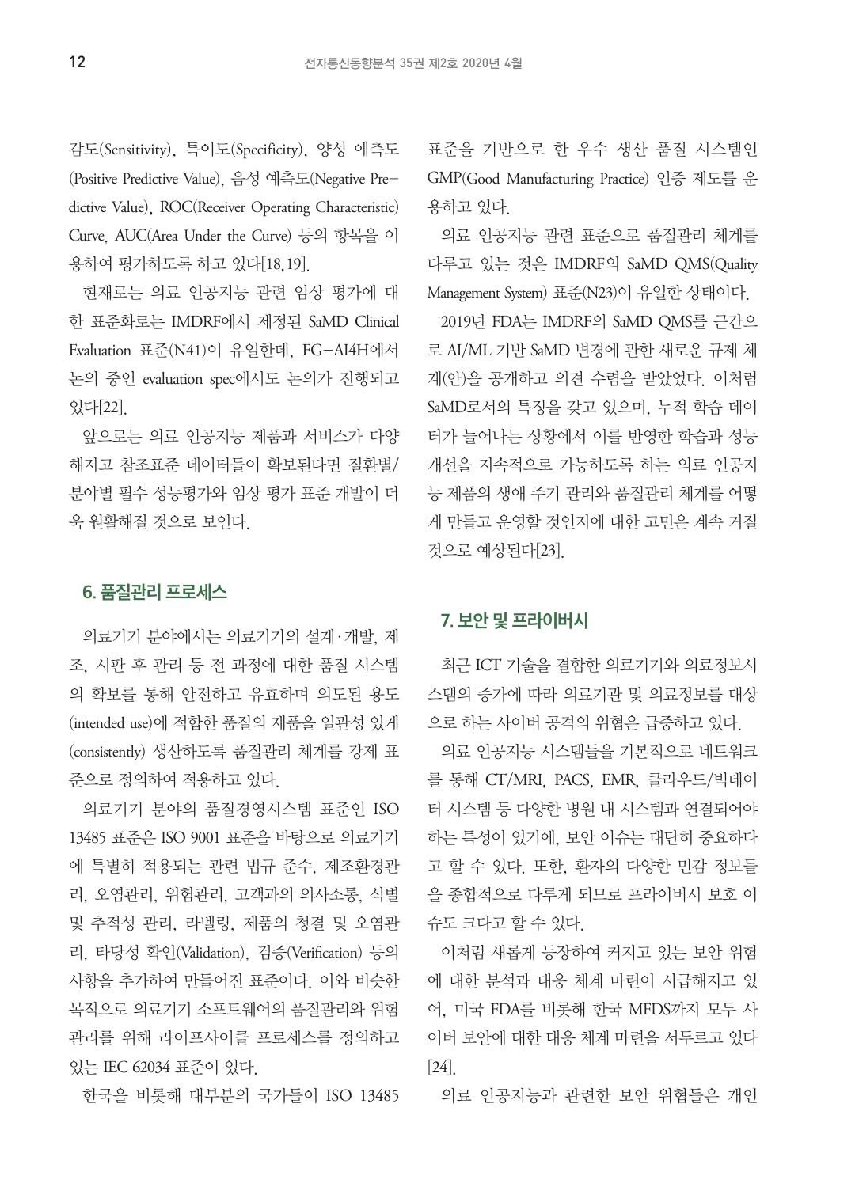감도(Sensitivity), 특이도(Specificity), 양성 예측도(Positive Predictive Value), 음성 예측도(Negative Predictive Value), ROC(Receiver Operating Characteristic) Curve, AUC(Area Under the Curve) 등의 항목을 이용하여 평가하도록 하고 있다[18,19].

현재로는 의료 인공지능 관련 임상 평가에 대한 표준화로는 IMDRF에서 제정된 SaMD Clinical Evaluation 표준(N41)이 유일한데, FG-AI4H에서 논의 중인 evaluation spec에서도 논의가 진행되고 있다[22].

앞으로는 의료 인공지능 제품과 서비스가 다양해지고 참조표준 데이터들이 확보된다면 질환별/분야별 필수 성능평가와 임상 평가 표준 개발이 더욱 원활해질 것으로 보인다.

## 6. 품질관리 프로세스

의료기기 분야에서는 의료기기의 설계·개발, 제조, 시판 후 관리 등 전 과정에 대한 품질 시스템의 확보를 통해 안전하고 유효하며 의도된 용도(intended use)에 적합한 품질의 제품을 일관성 있게(consistently) 생산하도록 품질관리 체계를 강제 표준으로 정의하여 적용하고 있다.

의료기기 분야의 품질경영시스템 표준인 ISO 13485 표준은 ISO 9001 표준을 바탕으로 의료기기에 특별히 적용되는 관련 법규 준수, 제조환경관리, 오염관리, 위험관리, 고객과의 의사소통, 식별 및 추적성 관리, 라벨링, 제품의 청결 및 오염관리, 타당성 확인(Validation), 검증(Verification) 등의 사항을 추가하여 만들어진 표준이다. 이와 비슷한 목적으로 의료기기 소프트웨어의 품질관리와 위험관리를 위해 라이프사이클 프로세스를 정의하고 있는 IEC 62034 표준이 있다.

한국을 비롯해 대부분의 국가들이 ISO 13485 표준을 기반으로 한 우수 생산 품질 시스템인 GMP(Good Manufacturing Practice) 인증 제도를 운용하고 있다.

의료 인공지능 관련 표준으로 품질관리 체계를 다루고 있는 것은 IMDRF의 SaMD QMS(Quality Management System) 표준(N23)이 유일한 상태이다.

2019년 FDA는 IMDRF의 SaMD QMS를 근간으로 AI/ML 기반 SaMD 변경에 관한 새로운 규제 체계(안)을 공개하고 의견 수렴을 받았었다. 이처럼 SaMD로서의 특징을 갖고 있으며, 누적 학습 데이터가 늘어나는 상황에서 이를 반영한 학습과 성능 개선을 지속적으로 가능하도록 하는 의료 인공지능 제품의 생애 주기 관리와 품질관리 체계를 어떻게 만들고 운영할 것인지에 대한 고민은 계속 커질 것으로 예상된다[23].

## 7. 보안 및 프라이버시

최근 ICT 기술을 결합한 의료기기와 의료정보시스템의 증가에 따라 의료기관 및 의료정보를 대상으로 하는 사이버 공격의 위협은 급증하고 있다.

의료 인공지능 시스템들을 기본적으로 네트워크를 통해 CT/MRI, PACS, EMR, 클라우드/빅데이터 시스템 등 다양한 병원 내 시스템과 연결되어야 하는 특성이 있기에, 보안 이슈는 대단히 중요하다고 할 수 있다. 또한, 환자의 다양한 민감 정보들을 종합적으로 다루게 되므로 프라이버시 보호 이슈도 크다고 할 수 있다.

이처럼 새롭게 등장하여 커지고 있는 보안 위협에 대한 분석과 대응 체계 마련이 시급해지고 있어, 미국 FDA를 비롯해 한국 MFDS까지 모두 사이버 보안에 대한 대응 체계 마련을 서두르고 있다[24].

의료 인공지능과 관련한 보안 위협들은 개인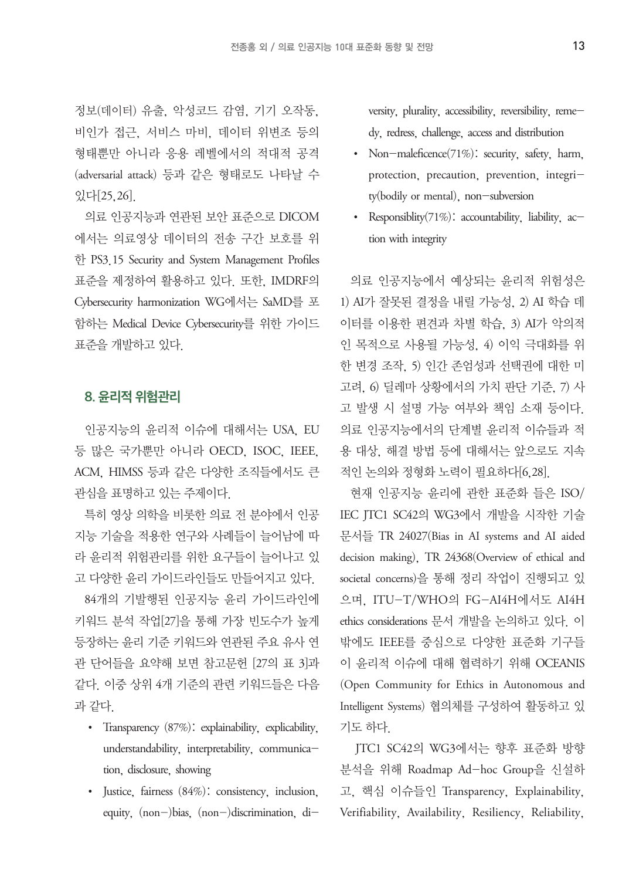정보(데이터) 유출, 악성코드 감염, 기기 오작동, 비인가 접근, 서비스 마비, 데이터 위변조 등의 형태뿐만 아니라 응용 레벨에서의 적대적 공격(adversarial attack) 등과 같은 형태로도 나타날 수 있다[25,26].

의료 인공지능과 연관된 보안 표준으로 DICOM에서는 의료영상 데이터의 전송 구간 보호를 위한 PS3.15 Security and System Management Profiles 표준을 제정하여 활용하고 있다. 또한, IMDRF의 Cybersecurity harmonization WG에서는 SaMD를 포함하는 Medical Device Cybersecurity를 위한 가이드 표준을 개발하고 있다.

## 8. 윤리적 위험관리

인공지능의 윤리적 이슈에 대해서는 USA, EU 등 많은 국가뿐만 아니라 OECD, ISOC, IEEE, ACM, HIMSS 등과 같은 다양한 조직들에서도 큰 관심을 표명하고 있는 주제이다.

특히 영상 의학을 비롯한 의료 전 분야에서 인공지능 기술을 적용한 연구와 사례들이 늘어남에 따라 윤리적 위험관리를 위한 요구들이 늘어나고 있고 다양한 윤리 가이드라인들도 만들어지고 있다.

84개의 기발행된 인공지능 윤리 가이드라인에 키워드 분석 작업[27]을 통해 가장 빈도수가 높게 등장하는 윤리 기준 키워드와 연관된 주요 유사 연관 단어들을 요약해 보면 참고문헌 [27의 표 3]과 같다. 이중 상위 4개 기준의 관련 키워드들은 다음과 같다.

- Transparency (87%): explainability, explicability, understandability, interpretability, communication, disclosure, showing
- Justice, fairness (84%): consistency, inclusion, equity, (non-)bias, (non-)discrimination, diversity, plurality, accessibility, reversibility, remedy, redress, challenge, access and distribution
- Non-maleficence(71%): security, safety, harm, protection, precaution, prevention, integrity(bodily or mental), non-subversion
- Responsiblity(71%): accountability, liability, action with integrity

의료 인공지능에서 예상되는 윤리적 위험성은 1) AI가 잘못된 결정을 내릴 가능성, 2) AI 학습 데이터를 이용한 편견과 차별 학습, 3) AI가 악의적인 목적으로 사용될 가능성, 4) 이익 극대화를 위한 변경 조작, 5) 인간 존엄성과 선택권에 대한 미고려, 6) 딜레마 상황에서의 가치 판단 기준, 7) 사고 발생 시 설명 가능 여부와 책임 소재 등이다. 의료 인공지능에서의 단계별 윤리적 이슈들과 적용 대상, 해결 방법 등에 대해서는 앞으로도 지속적인 논의와 정형화 노력이 필요하다[6,28].

현재 인공지능 윤리에 관한 표준화 들은 ISO/IEC JTC1 SC42의 WG3에서 개발을 시작한 기술문서들 TR 24027(Bias in AI systems and AI aided decision making), TR 24368(Overview of ethical and societal concerns)을 통해 정리 작업이 진행되고 있으며, ITU-T/WHO의 FG-AI4H에서도 AI4H ethics considerations 문서 개발을 논의하고 있다. 이 밖에도 IEEE를 중심으로 다양한 표준화 기구들이 윤리적 이슈에 대해 협력하기 위해 OCEANIS (Open Community for Ethics in Autonomous and Intelligent Systems) 협의체를 구성하여 활동하고 있기도 하다.

JTC1 SC42의 WG3에서는 향후 표준화 방향 분석을 위해 Roadmap Ad-hoc Group을 신설하고, 핵심 이슈들인 Transparency, Explainability, Verifiability, Availability, Resiliency, Reliability,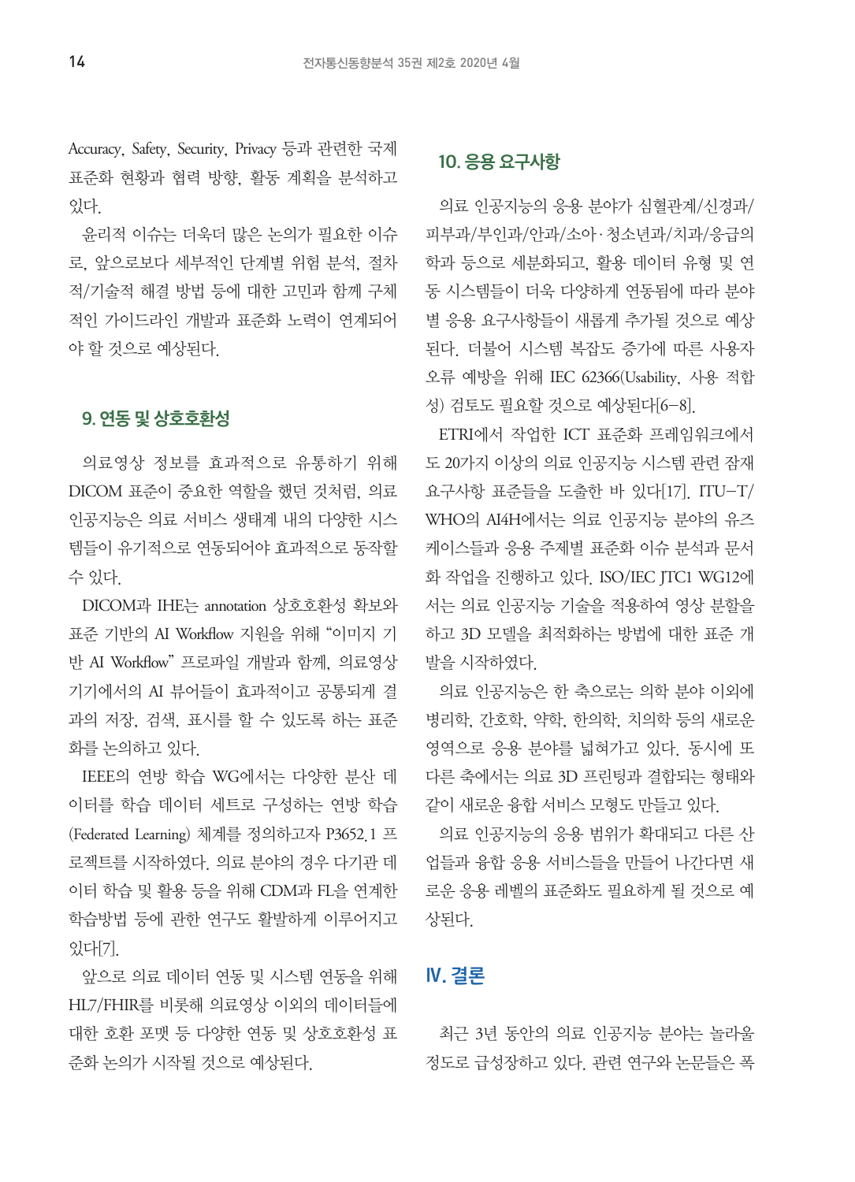Accuracy, Safety, Security, Privacy 등과 관련한 국제 표준화 현황과 협력 방향, 활동 계획을 분석하고 있다.

윤리적 이슈는 더욱더 많은 논의가 필요한 이슈로, 앞으로보다 세부적인 단계별 위험 분석, 절차적/기술적 해결 방법 등에 대한 고민과 함께 구체적인 가이드라인 개발과 표준화 노력이 연계되어야 할 것으로 예상된다.

### 9. 연동 및 상호호환성

의료영상 정보를 효과적으로 유통하기 위해 DICOM 표준이 중요한 역할을 했던 것처럼, 의료 인공지능은 의료 서비스 생태계 내의 다양한 시스템들이 유기적으로 연동되어야 효과적으로 동작할 수 있다.

DICOM과 IHE는 annotation 상호호환성 확보와 표준 기반의 AI Workflow 지원을 위해 "이미지 기반 AI Workflow" 프로파일 개발과 함께, 의료영상 기기에서의 AI 뷰어들이 효과적이고 공통되게 결과의 저장, 검색, 표시를 할 수 있도록 하는 표준화를 논의하고 있다.

IEEE의 연방 학습 WG에서는 다양한 분산 데이터를 학습 데이터 세트로 구성하는 연방 학습(Federated Learning) 체계를 정의하고자 P3652.1 프로젝트를 시작하였다. 의료 분야의 경우 다기관 데이터 학습 및 활용 등을 위해 CDM과 FL을 연계한 학습방법 등에 관한 연구도 활발하게 이루어지고 있다[7].

앞으로 의료 데이터 연동 및 시스템 연동을 위해 HL7/FHIR를 비롯해 의료영상 이외의 데이터들에 대한 호환 포맷 등 다양한 연동 및 상호호환성 표준화 논의가 시작될 것으로 예상된다.

### 10. 응용 요구사항

의료 인공지능의 응용 분야가 심혈관계/신경과/피부과/부인과/안과/소아·청소년과/치과/응급의학과 등으로 세분화되고, 활용 데이터 유형 및 연동 시스템들이 더욱 다양하게 연동됨에 따라 분야별 응용 요구사항들이 새롭게 추가될 것으로 예상된다. 더불어 시스템 복잡도 증가에 따른 사용자 오류 예방을 위해 IEC 62366(Usability, 사용 적합성) 검토도 필요할 것으로 예상된다[6–8].

ETRI에서 작업한 ICT 표준화 프레임워크에서도 20가지 이상의 의료 인공지능 시스템 관련 잠재 요구사항 표준들을 도출한 바 있다[17]. ITU-T/WHO의 AI4H에서는 의료 인공지능 분야의 유즈케이스들과 응용 주제별 표준화 이슈 분석과 문서화 작업을 진행하고 있다. ISO/IEC JTC1 WG12에서는 의료 인공지능 기술을 적용하여 영상 분할을 하고 3D 모델을 최적화하는 방법에 대한 표준 개발을 시작하였다.

의료 인공지능은 한 축으로는 의학 분야 이외에 병리학, 간호학, 약학, 한의학, 치의학 등의 새로운 영역으로 응용 분야를 넓혀가고 있다. 동시에 또 다른 축에서는 의료 3D 프린팅과 결합되는 형태와 같이 새로운 융합 서비스 모형도 만들고 있다.

의료 인공지능의 응용 범위가 확대되고 다른 산업들과 융합 응용 서비스들을 만들어 나간다면 새로운 응용 레벨의 표준화도 필요하게 될 것으로 예상된다.

## Ⅳ. 결론

최근 3년 동안의 의료 인공지능 분야는 놀라울 정도로 급성장하고 있다. 관련 연구와 논문들은 폭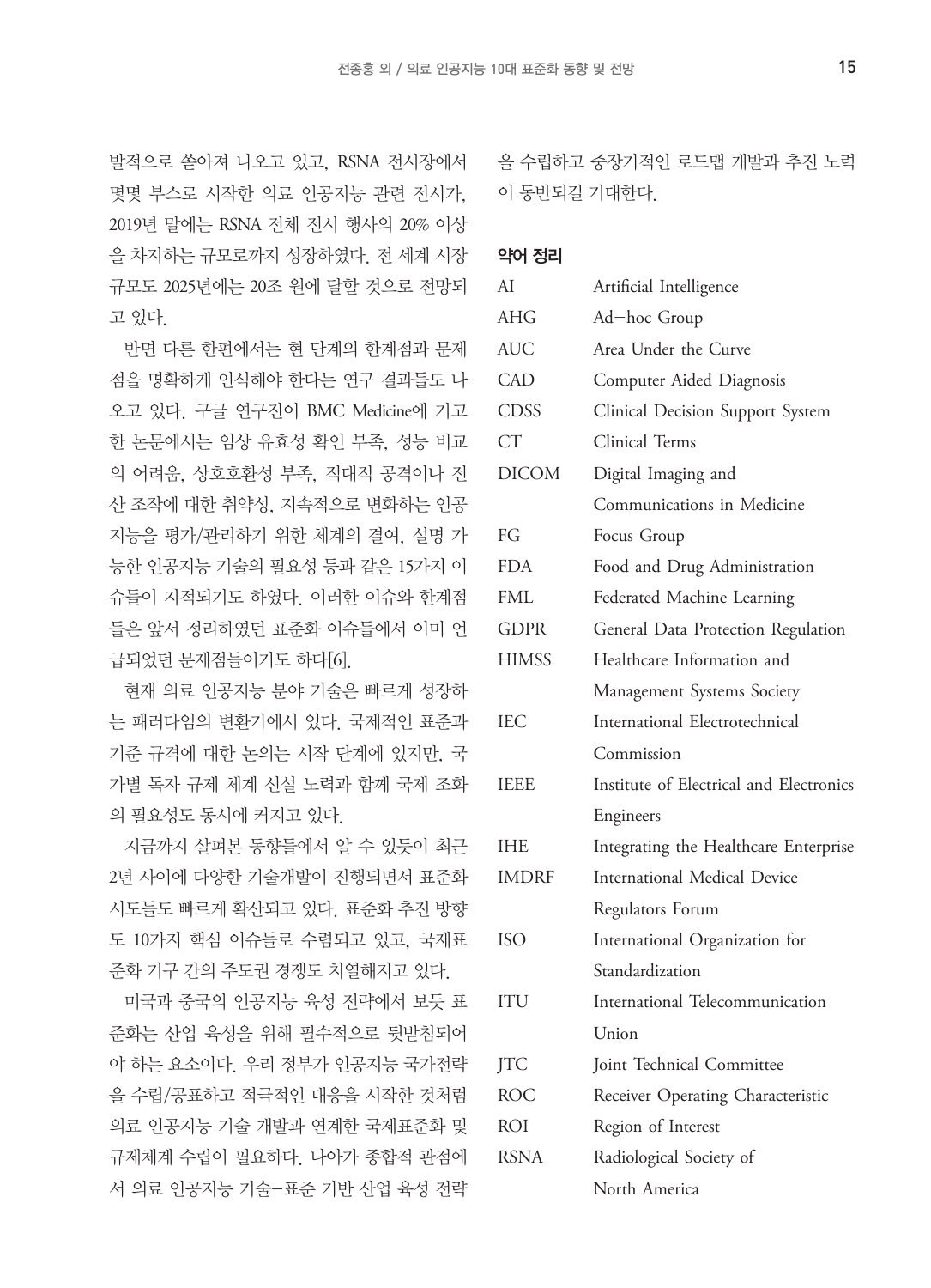발적으로 쏟아져 나오고 있고, RSNA 전시장에서 몇몇 부스로 시작한 의료 인공지능 관련 전시가, 2019년 말에는 RSNA 전체 전시 행사의 20% 이상을 차지하는 규모로까지 성장하였다. 전 세계 시장 규모도 2025년에는 20조 원에 달할 것으로 전망되고 있다.

반면 다른 한편에서는 현 단계의 한계점과 문제점을 명확하게 인식해야 한다는 연구 결과들도 나오고 있다. 구글 연구진이 BMC Medicine에 기고한 논문에서는 임상 유효성 확인 부족, 성능 비교의 어려움, 상호호환성 부족, 적대적 공격이나 전산 조작에 대한 취약성, 지속적으로 변화하는 인공지능을 평가/관리하기 위한 체계의 결여, 설명 가능한 인공지능 기술의 필요성 등과 같은 15가지 이슈들이 지적되기도 하였다. 이러한 이슈와 한계점들은 앞서 정리하였던 표준화 이슈들에서 이미 언급되었던 문제점들이기도 하다[6].

현재 의료 인공지능 분야 기술은 빠르게 성장하는 패러다임의 변환기에서 있다. 국제적인 표준과 기준 규격에 대한 논의는 시작 단계에 있지만, 국가별 독자 규제 체계 신설 노력과 함께 국제 조화의 필요성도 동시에 커지고 있다.

지금까지 살펴본 동향들에서 알 수 있듯이 최근 2년 사이에 다양한 기술개발이 진행되면서 표준화 시도들도 빠르게 확산되고 있다. 표준화 추진 방향도 10가지 핵심 이슈들로 수렴되고 있고, 국제표준화 기구 간의 주도권 경쟁도 치열해지고 있다.

미국과 중국의 인공지능 육성 전략에서 보듯 표준화는 산업 육성을 위해 필수적으로 뒷받침되어야 하는 요소이다. 우리 정부가 인공지능 국가전략을 수립/공표하고 적극적인 대응을 시작한 것처럼 의료 인공지능 기술 개발과 연계한 국제표준화 및 규제체계 수립이 필요하다. 나아가 종합적 관점에서 의료 인공지능 기술-표준 기반 산업 육성 전략을 수립하고 중장기적인 로드맵 개발과 추진 노력이 동반되길 기대한다.

### 약어 정리

| | |
|---|---|
| AI | Artificial Intelligence |
| AHG | Ad-hoc Group |
| AUC | Area Under the Curve |
| CAD | Computer Aided Diagnosis |
| CDSS | Clinical Decision Support System |
| CT | Clinical Terms |
| DICOM | Digital Imaging and Communications in Medicine |
| FG | Focus Group |
| FDA | Food and Drug Administration |
| FML | Federated Machine Learning |
| GDPR | General Data Protection Regulation |
| HIMSS | Healthcare Information and Management Systems Society |
| IEC | International Electrotechnical Commission |
| IEEE | Institute of Electrical and Electronics Engineers |
| IHE | Integrating the Healthcare Enterprise |
| IMDRF | International Medical Device Regulators Forum |
| ISO | International Organization for Standardization |
| ITU | International Telecommunication Union |
| JTC | Joint Technical Committee |
| ROC | Receiver Operating Characteristic |
| ROI | Region of Interest |
| RSNA | Radiological Society of North America |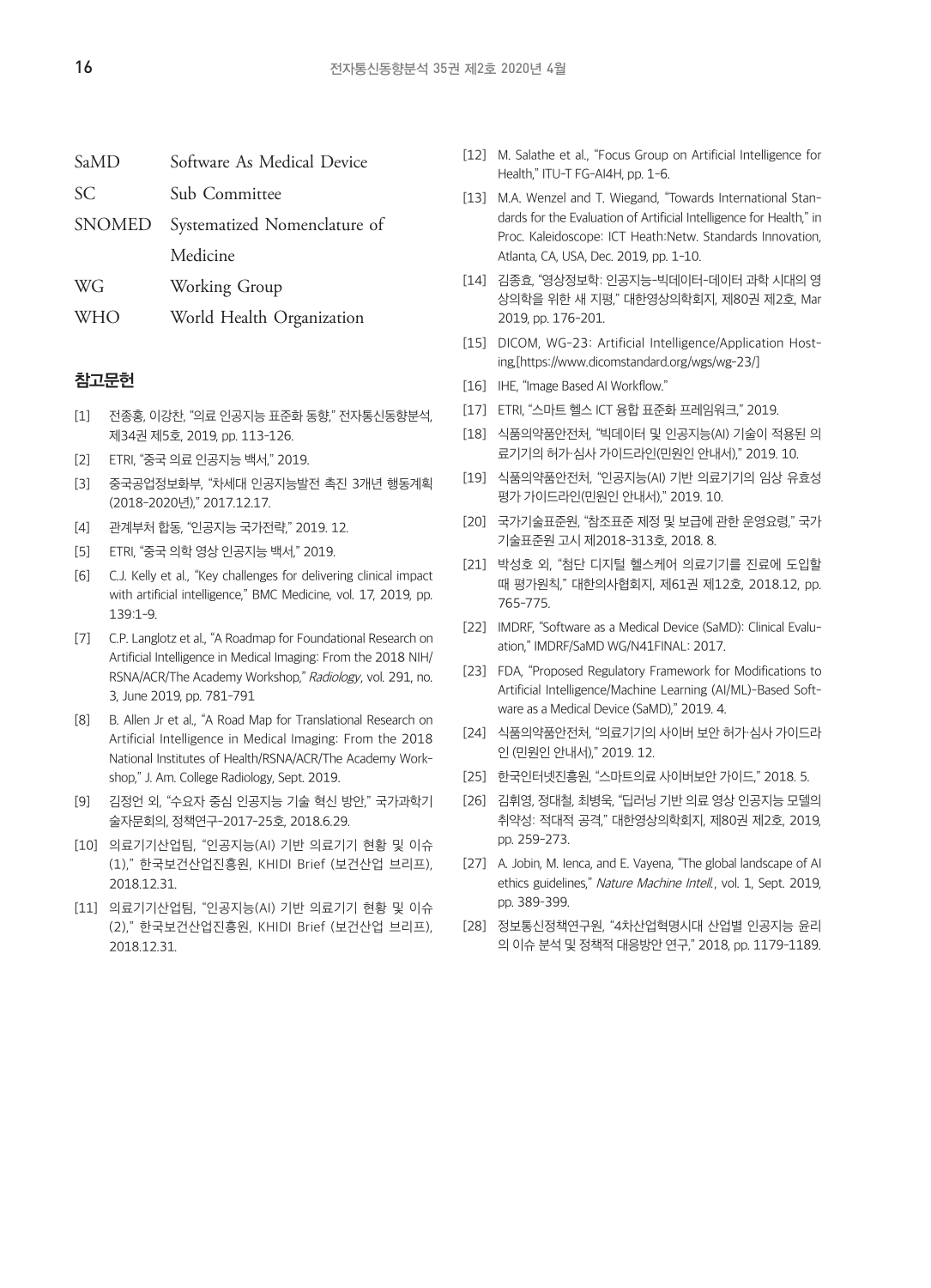| | |
|---|---|
| SaMD | Software As Medical Device |
| SC | Sub Committee |
| SNOMED | Systematized Nomenclature of Medicine |
| WG | Working Group |
| WHO | World Health Organization |

## 참고문헌

[1] 전종홍, 이강찬, "의료 인공지능 표준화 동향," 전자통신동향분석, 제34권 제5호, 2019, pp. 113-126.

[2] ETRI, "중국 의료 인공지능 백서," 2019.

[3] 중국공업정보화부, "차세대 인공지능발전 촉진 3개년 행동계획(2018-2020년)," 2017.12.17.

[4] 관계부처 합동, "인공지능 국가전략," 2019. 12.

[5] ETRI, "중국 의학 영상 인공지능 백서," 2019.

[6] C.J. Kelly et al., "Key challenges for delivering clinical impact with artificial intelligence," BMC Medicine, vol. 17, 2019, pp. 139:1-9.

[7] C.P. Langlotz et al., "A Roadmap for Foundational Research on Artificial Intelligence in Medical Imaging: From the 2018 NIH/RSNA/ACR/The Academy Workshop," *Radiology*, vol. 291, no. 3, June 2019, pp. 781-791

[8] B. Allen Jr et al., "A Road Map for Translational Research on Artificial Intelligence in Medical Imaging: From the 2018 National Institutes of Health/RSNA/ACR/The Academy Workshop," J. Am. College Radiology, Sept. 2019.

[9] 김정언 외, "수요자 중심 인공지능 기술 혁신 방안," 국가과학기술자문회의, 정책연구-2017-25호, 2018.6.29.

[10] 의료기기산업팀, "인공지능(AI) 기반 의료기기 현황 및 이슈(1)," 한국보건산업진흥원, KHIDI Brief (보건산업 브리프), 2018.12.31.

[11] 의료기기산업팀, "인공지능(AI) 기반 의료기기 현황 및 이슈(2)," 한국보건산업진흥원, KHIDI Brief (보건산업 브리프), 2018.12.31.

[12] M. Salathe et al., "Focus Group on Artificial Intelligence for Health," ITU-T FG-AI4H, pp. 1-6.

[13] M.A. Wenzel and T. Wiegand, "Towards International Standards for the Evaluation of Artificial Intelligence for Health," in Proc. Kaleidoscope: ICT Heath:Netw. Standards Innovation, Atlanta, CA, USA, Dec. 2019, pp. 1-10.

[14] 김종효, "영상정보학: 인공지능-빅데이터-데이터 과학 시대의 영상의학을 위한 새 지평," 대한영상의학회지, 제80권 제2호, Mar 2019, pp. 176-201.

[15] DICOM, WG-23: Artificial Intelligence/Application Hosting,[https://www.dicomstandard.org/wgs/wg-23/]

[16] IHE, "Image Based AI Workflow."

[17] ETRI, "스마트 헬스 ICT 융합 표준화 프레임워크," 2019.

[18] 식품의약품안전처, "빅데이터 및 인공지능(AI) 기술이 적용된 의료기기의 허가·심사 가이드라인(민원인 안내서)," 2019. 10.

[19] 식품의약품안전처, "인공지능(AI) 기반 의료기기의 임상 유효성 평가 가이드라인(민원인 안내서)," 2019. 10.

[20] 국가기술표준원, "참조표준 제정 및 보급에 관한 운영요령," 국가기술표준원 고시 제2018-313호, 2018. 8.

[21] 박성호 외, "첨단 디지털 헬스케어 의료기기를 진료에 도입할 때 평가원칙," 대한의사협회지, 제61권 제12호, 2018.12, pp. 765-775.

[22] IMDRF, "Software as a Medical Device (SaMD): Clinical Evaluation," IMDRF/SaMD WG/N41FINAL: 2017.

[23] FDA, "Proposed Regulatory Framework for Modifications to Artificial Intelligence/Machine Learning (AI/ML)-Based Software as a Medical Device (SaMD)," 2019. 4.

[24] 식품의약품안전처, "의료기기의 사이버 보안 허가·심사 가이드라인 (민원인 안내서)," 2019. 12.

[25] 한국인터넷진흥원, "스마트의료 사이버보안 가이드," 2018. 5.

[26] 김휘영, 정대철, 최병욱, "딥러닝 기반 의료 영상 인공지능 모델의 취약성: 적대적 공격," 대한영상의학회지, 제80권 제2호, 2019, pp. 259-273.

[27] A. Jobin, M. Ienca, and E. Vayena, "The global landscape of AI ethics guidelines," *Nature Machine Intell.*, vol. 1, Sept. 2019, pp. 389-399.

[28] 정보통신정책연구원, "4차산업혁명시대 산업별 인공지능 윤리의 이슈 분석 및 정책적 대응방안 연구," 2018, pp. 1179-1189.